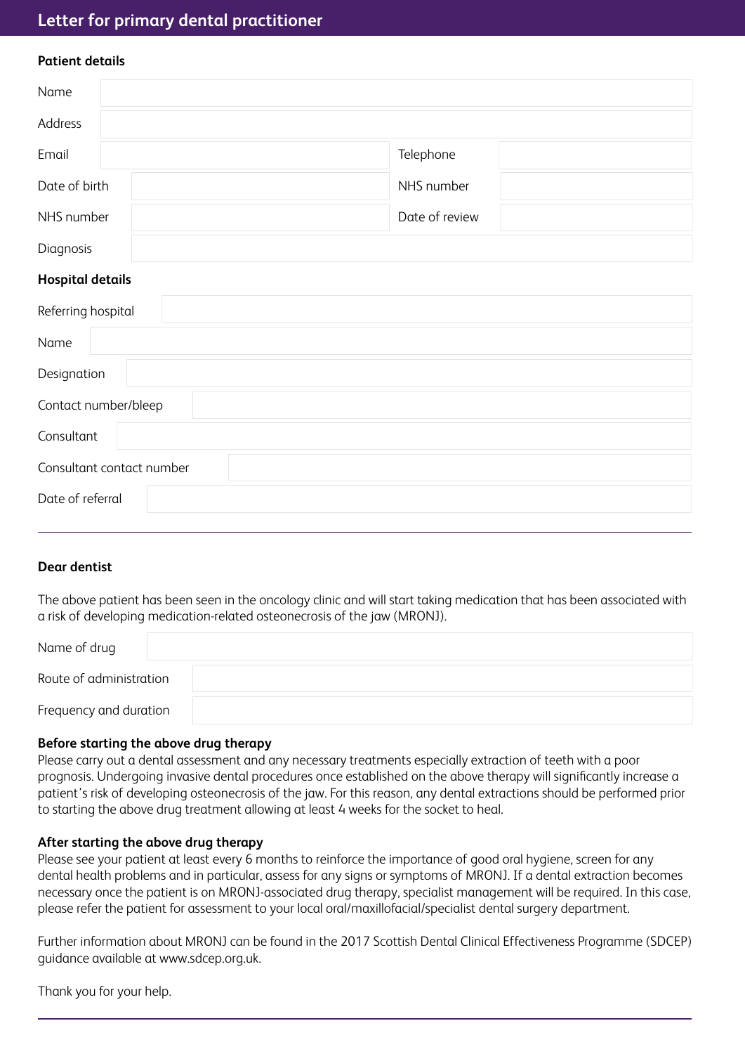# Letter for primary dental practitioner

**Patient details**

| | | | |
|---|---|---|---|
| Name | | | |
| Address | | | |
| Email | | Telephone | |
| Date of birth | | NHS number | |
| NHS number | | Date of review | |
| Diagnosis | | | |

**Hospital details**

| | |
|---|---|
| Referring hospital | |
| Name | |
| Designation | |
| Contact number/bleep | |
| Consultant | |
| Consultant contact number | |
| Date of referral | |

---

**Dear dentist**

The above patient has been seen in the oncology clinic and will start taking medication that has been associated with a risk of developing medication-related osteonecrosis of the jaw (MRONJ).

| | |
|---|---|
| Name of drug | |
| Route of administration | |
| Frequency and duration | |

**Before starting the above drug therapy**
Please carry out a dental assessment and any necessary treatments especially extraction of teeth with a poor prognosis. Undergoing invasive dental procedures once established on the above therapy will significantly increase a patient's risk of developing osteonecrosis of the jaw. For this reason, any dental extractions should be performed prior to starting the above drug treatment allowing at least 4 weeks for the socket to heal.

**After starting the above drug therapy**
Please see your patient at least every 6 months to reinforce the importance of good oral hygiene, screen for any dental health problems and in particular, assess for any signs or symptoms of MRONJ. If a dental extraction becomes necessary once the patient is on MRONJ-associated drug therapy, specialist management will be required. In this case, please refer the patient for assessment to your local oral/maxillofacial/specialist dental surgery department.

Further information about MRONJ can be found in the 2017 Scottish Dental Clinical Effectiveness Programme (SDCEP) guidance available at www.sdcep.org.uk.

Thank you for your help.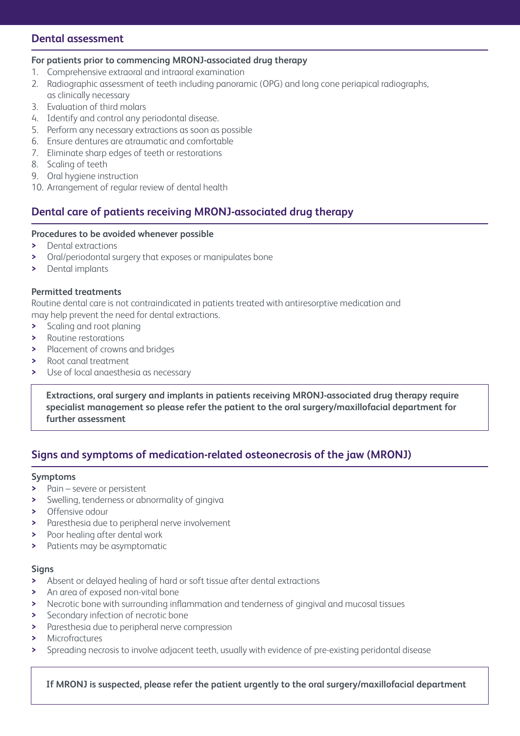## Dental assessment

**For patients prior to commencing MRONJ-associated drug therapy**

1. Comprehensive extraoral and intraoral examination
2. Radiographic assessment of teeth including panoramic (OPG) and long cone periapical radiographs, as clinically necessary
3. Evaluation of third molars
4. Identify and control any periodontal disease.
5. Perform any necessary extractions as soon as possible
6. Ensure dentures are atraumatic and comfortable
7. Eliminate sharp edges of teeth or restorations
8. Scaling of teeth
9. Oral hygiene instruction
10. Arrangement of regular review of dental health

## Dental care of patients receiving MRONJ-associated drug therapy

**Procedures to be avoided whenever possible**

- Dental extractions
- Oral/periodontal surgery that exposes or manipulates bone
- Dental implants

**Permitted treatments**

Routine dental care is not contraindicated in patients treated with antiresorptive medication and may help prevent the need for dental extractions.

- Scaling and root planing
- Routine restorations
- Placement of crowns and bridges
- Root canal treatment
- Use of local anaesthesia as necessary

**Extractions, oral surgery and implants in patients receiving MRONJ-associated drug therapy require specialist management so please refer the patient to the oral surgery/maxillofacial department for further assessment**

## Signs and symptoms of medication-related osteonecrosis of the jaw (MRONJ)

**Symptoms**

- Pain – severe or persistent
- Swelling, tenderness or abnormality of gingiva
- Offensive odour
- Paresthesia due to peripheral nerve involvement
- Poor healing after dental work
- Patients may be asymptomatic

**Signs**

- Absent or delayed healing of hard or soft tissue after dental extractions
- An area of exposed non-vital bone
- Necrotic bone with surrounding inflammation and tenderness of gingival and mucosal tissues
- Secondary infection of necrotic bone
- Paresthesia due to peripheral nerve compression
- Microfractures
- Spreading necrosis to involve adjacent teeth, usually with evidence of pre-existing peridontal disease

**If MRONJ is suspected, please refer the patient urgently to the oral surgery/maxillofacial department**